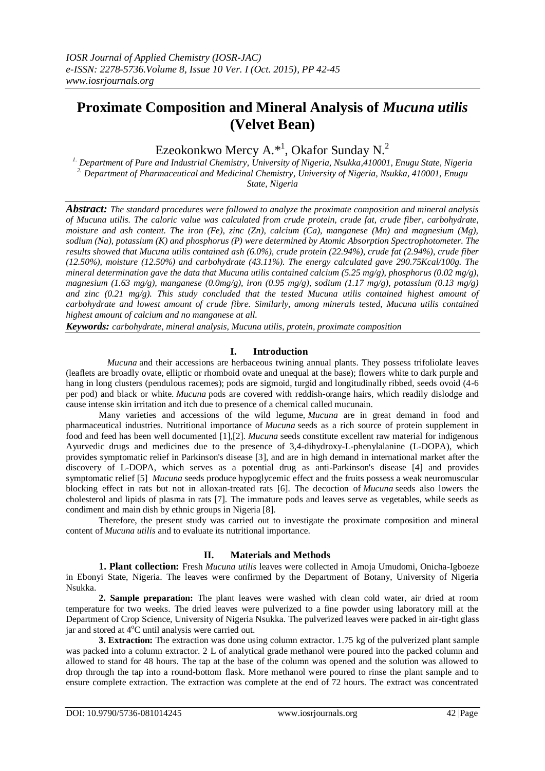# Proximate Composition and Mineral Analysis of *Mucuna utilis* (Velvet Bean)

Ezeokonkwo Mercy A.*[1], Okafor Sunday N.[2]

[1.] *Department of Pure and Industrial Chemistry, University of Nigeria, Nsukka,410001, Enugu State, Nigeria*
[2.] *Department of Pharmaceutical and Medicinal Chemistry, University of Nigeria, Nsukka, 410001, Enugu State, Nigeria*

***Abstract:*** *The standard procedures were followed to analyze the proximate composition and mineral analysis of Mucuna utilis. The caloric value was calculated from crude protein, crude fat, crude fiber, carbohydrate, moisture and ash content. The iron (Fe), zinc (Zn), calcium (Ca), manganese (Mn) and magnesium (Mg), sodium (Na), potassium (K) and phosphorus (P) were determined by Atomic Absorption Spectrophotometer. The results showed that Mucuna utilis contained ash (6.0%), crude protein (22.94%), crude fat (2.94%), crude fiber (12.50%), moisture (12.50%) and carbohydrate (43.11%). The energy calculated gave 290.75Kcal/100g. The mineral determination gave the data that Mucuna utilis contained calcium (5.25 mg/g), phosphorus (0.02 mg/g), magnesium (1.63 mg/g), manganese (0.0mg/g), iron (0.95 mg/g), sodium (1.17 mg/g), potassium (0.13 mg/g) and zinc (0.21 mg/g). This study concluded that the tested Mucuna utilis contained highest amount of carbohydrate and lowest amount of crude fibre. Similarly, among minerals tested, Mucuna utilis contained highest amount of calcium and no manganese at all.*

***Keywords:*** *carbohydrate, mineral analysis, Mucuna utilis, protein, proximate composition*

## I. Introduction

*Mucuna* and their accessions are herbaceous twining annual plants. They possess trifoliolate leaves (leaflets are broadly ovate, elliptic or rhomboid ovate and unequal at the base); flowers white to dark purple and hang in long clusters (pendulous racemes); pods are sigmoid, turgid and longitudinally ribbed, seeds ovoid (4-6 per pod) and black or white. *Mucuna* pods are covered with reddish-orange hairs, which readily dislodge and cause intense skin irritation and itch due to presence of a chemical called mucunain.

Many varieties and accessions of the wild legume, *Mucuna* are in great demand in food and pharmaceutical industries. Nutritional importance of *Mucuna* seeds as a rich source of protein supplement in food and feed has been well documented [1],[2]. *Mucuna* seeds constitute excellent raw material for indigenous Ayurvedic drugs and medicines due to the presence of 3,4-dihydroxy-L-phenylalanine (L-DOPA), which provides symptomatic relief in Parkinson's disease [3], and are in high demand in international market after the discovery of L-DOPA, which serves as a potential drug as anti-Parkinson's disease [4] and provides symptomatic relief [5] *Mucuna* seeds produce hypoglycemic effect and the fruits possess a weak neuromuscular blocking effect in rats but not in alloxan-treated rats [6]. The decoction of *Mucuna* seeds also lowers the cholesterol and lipids of plasma in rats [7]. The immature pods and leaves serve as vegetables, while seeds as condiment and main dish by ethnic groups in Nigeria [8].

Therefore, the present study was carried out to investigate the proximate composition and mineral content of *Mucuna utilis* and to evaluate its nutritional importance.

## II. Materials and Methods

**1. Plant collection:** Fresh *Mucuna utilis* leaves were collected in Amoja Umudomi, Onicha-Igboeze in Ebonyi State, Nigeria. The leaves were confirmed by the Department of Botany, University of Nigeria Nsukka.

**2. Sample preparation:** The plant leaves were washed with clean cold water, air dried at room temperature for two weeks. The dried leaves were pulverized to a fine powder using laboratory mill at the Department of Crop Science, University of Nigeria Nsukka. The pulverized leaves were packed in air-tight glass jar and stored at 4$^{o}$C until analysis were carried out.

**3. Extraction:** The extraction was done using column extractor. 1.75 kg of the pulverized plant sample was packed into a column extractor. 2 L of analytical grade methanol were poured into the packed column and allowed to stand for 48 hours. The tap at the base of the column was opened and the solution was allowed to drop through the tap into a round-bottom flask. More methanol were poured to rinse the plant sample and to ensure complete extraction. The extraction was complete at the end of 72 hours. The extract was concentrated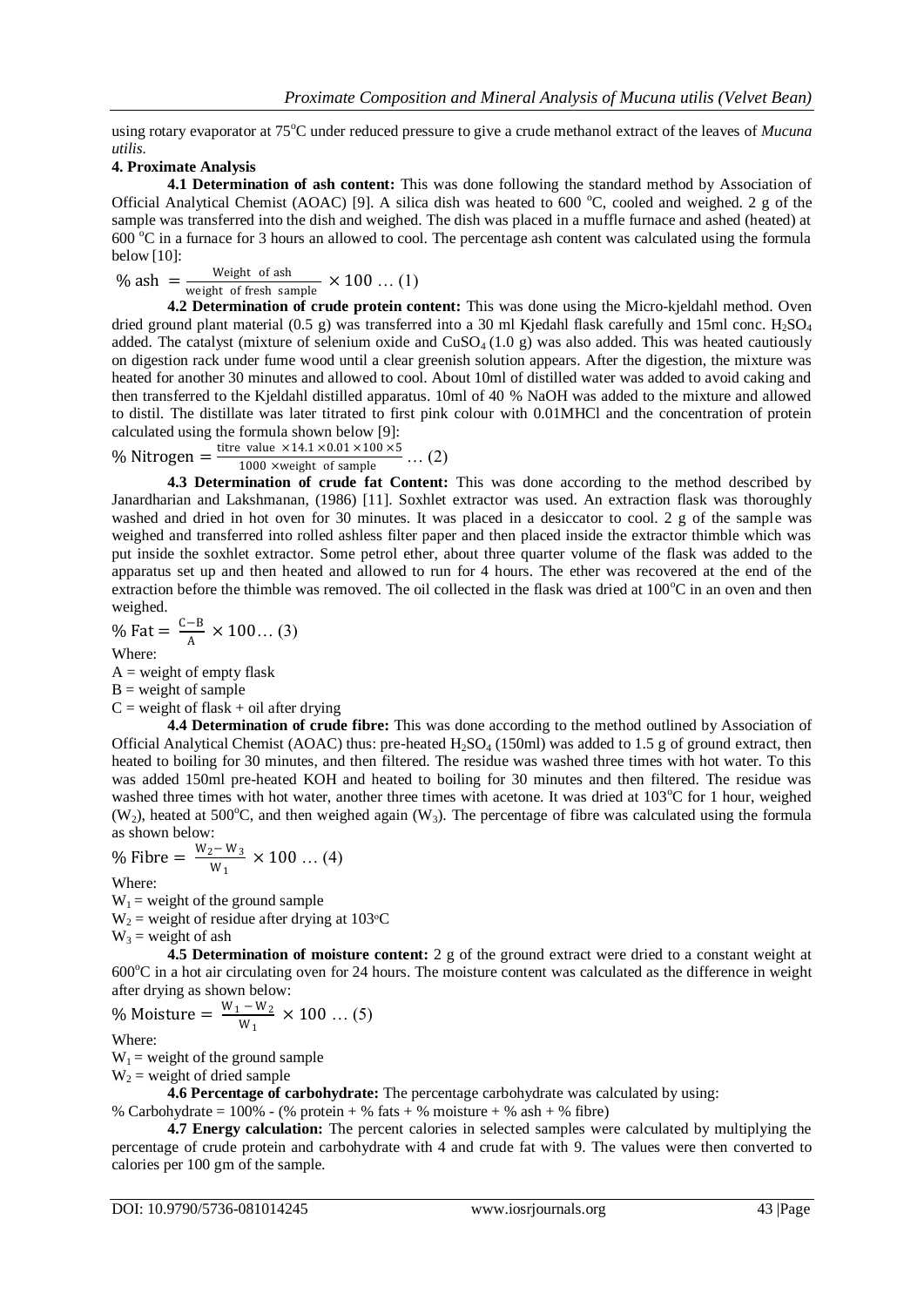using rotary evaporator at 75°C under reduced pressure to give a crude methanol extract of the leaves of *Mucuna utilis*.

**4. Proximate Analysis**

**4.1 Determination of ash content:** This was done following the standard method by Association of Official Analytical Chemist (AOAC) [9]. A silica dish was heated to 600 °C, cooled and weighed. 2 g of the sample was transferred into the dish and weighed. The dish was placed in a muffle furnace and ashed (heated) at 600 °C in a furnace for 3 hours an allowed to cool. The percentage ash content was calculated using the formula below [10]:

$$\% \text{ ash } = \frac{\text{Weight of ash}}{\text{weight of fresh sample}} \times 100 \ldots (1)$$

**4.2 Determination of crude protein content:** This was done using the Micro-kjeldahl method. Oven dried ground plant material (0.5 g) was transferred into a 30 ml Kjedahl flask carefully and 15ml conc. $H_2SO_4$ added. The catalyst (mixture of selenium oxide and $CuSO_4$ (1.0 g) was also added. This was heated cautiously on digestion rack under fume wood until a clear greenish solution appears. After the digestion, the mixture was heated for another 30 minutes and allowed to cool. About 10ml of distilled water was added to avoid caking and then transferred to the Kjeldahl distilled apparatus. 10ml of 40 % NaOH was added to the mixture and allowed to distil. The distillate was later titrated to first pink colour with 0.01MHCl and the concentration of protein calculated using the formula shown below [9]:

$$\% \text{ Nitrogen} = \frac{\text{titre value } \times 14.1 \times 0.01 \times 100 \times 5}{1000 \times \text{weight of sample}} \ldots (2)$$

**4.3 Determination of crude fat Content:** This was done according to the method described by Janardharian and Lakshmanan, (1986) [11]. Soxhlet extractor was used. An extraction flask was thoroughly washed and dried in hot oven for 30 minutes. It was placed in a desiccator to cool. 2 g of the sample was weighed and transferred into rolled ashless filter paper and then placed inside the extractor thimble which was put inside the soxhlet extractor. Some petrol ether, about three quarter volume of the flask was added to the apparatus set up and then heated and allowed to run for 4 hours. The ether was recovered at the end of the extraction before the thimble was removed. The oil collected in the flask was dried at 100°C in an oven and then weighed.

$$\% \text{ Fat} = \frac{C-B}{A} \times 100 \ldots (3)$$

Where:

A = weight of empty flask

B = weight of sample

C = weight of flask + oil after drying

**4.4 Determination of crude fibre:** This was done according to the method outlined by Association of Official Analytical Chemist (AOAC) thus: pre-heated $H_2SO_4$ (150ml) was added to 1.5 g of ground extract, then heated to boiling for 30 minutes, and then filtered. The residue was washed three times with hot water. To this was added 150ml pre-heated KOH and heated to boiling for 30 minutes and then filtered. The residue was washed three times with hot water, another three times with acetone. It was dried at 103°C for 1 hour, weighed ($W_2$), heated at 500°C, and then weighed again ($W_3$). The percentage of fibre was calculated using the formula as shown below:

$$\% \text{ Fibre} = \frac{W_2 - W_3}{W_1} \times 100 \ldots (4)$$

Where:

$W_1$ = weight of the ground sample

$W_2$ = weight of residue after drying at 103°C

$W_3$ = weight of ash

**4.5 Determination of moisture content:** 2 g of the ground extract were dried to a constant weight at 600°C in a hot air circulating oven for 24 hours. The moisture content was calculated as the difference in weight after drying as shown below:

$$\% \text{ Moisture} = \frac{W_1 - W_2}{W_1} \times 100 \ldots (5)$$

Where:

$W_1$ = weight of the ground sample

$W_2$ = weight of dried sample

**4.6 Percentage of carbohydrate:** The percentage carbohydrate was calculated by using:

% Carbohydrate = 100% - (% protein + % fats + % moisture + % ash + % fibre)

**4.7 Energy calculation:** The percent calories in selected samples were calculated by multiplying the percentage of crude protein and carbohydrate with 4 and crude fat with 9. The values were then converted to calories per 100 gm of the sample.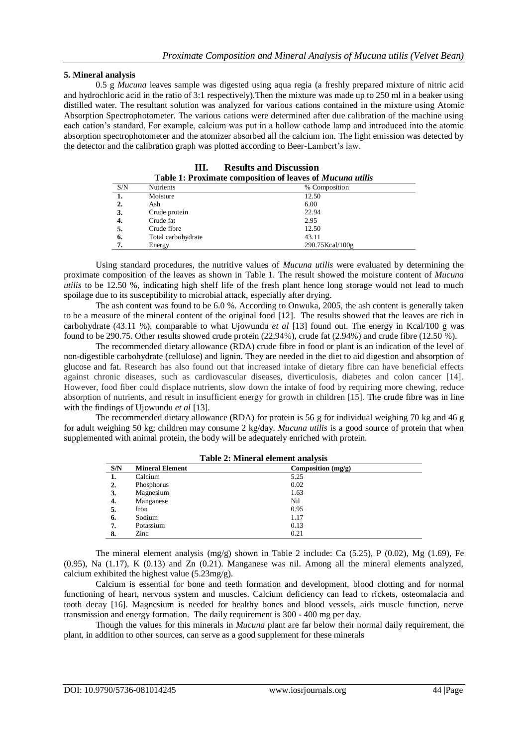**5. Mineral analysis**

0.5 g *Mucuna* leaves sample was digested using aqua regia (a freshly prepared mixture of nitric acid and hydrochloric acid in the ratio of 3:1 respectively).Then the mixture was made up to 250 ml in a beaker using distilled water. The resultant solution was analyzed for various cations contained in the mixture using Atomic Absorption Spectrophotometer. The various cations were determined after due calibration of the machine using each cation's standard. For example, calcium was put in a hollow cathode lamp and introduced into the atomic absorption spectrophotometer and the atomizer absorbed all the calcium ion. The light emission was detected by the detector and the calibration graph was plotted according to Beer-Lambert's law.

## III. Results and Discussion

**Table 1: Proximate composition of leaves of *Mucuna utilis***

| S/N | Nutrients | % Composition |
|---|---|---|
| **1.** | Moisture | 12.50 |
| **2.** | Ash | 6.00 |
| **3.** | Crude protein | 22.94 |
| **4.** | Crude fat | 2.95 |
| **5.** | Crude fibre | 12.50 |
| **6.** | Total carbohydrate | 43.11 |
| **7.** | Energy | 290.75Kcal/100g |

Using standard procedures, the nutritive values of *Mucuna utilis* were evaluated by determining the proximate composition of the leaves as shown in Table 1. The result showed the moisture content of *Mucuna utilis* to be 12.50 %, indicating high shelf life of the fresh plant hence long storage would not lead to much spoilage due to its susceptibility to microbial attack, especially after drying.

The ash content was found to be 6.0 %. According to Onwuka, 2005, the ash content is generally taken to be a measure of the mineral content of the original food [12]. The results showed that the leaves are rich in carbohydrate (43.11 %), comparable to what Ujowundu *et al* [13] found out. The energy in Kcal/100 g was found to be 290.75. Other results showed crude protein (22.94%), crude fat (2.94%) and crude fibre (12.50 %).

The recommended dietary allowance (RDA) crude fibre in food or plant is an indication of the level of non-digestible carbohydrate (cellulose) and lignin. They are needed in the diet to aid digestion and absorption of glucose and fat. Research has also found out that increased intake of dietary fibre can have beneficial effects against chronic diseases, such as cardiovascular diseases, diverticulosis, diabetes and colon cancer [14]. However, food fiber could displace nutrients, slow down the intake of food by requiring more chewing, reduce absorption of nutrients, and result in insufficient energy for growth in children [15]. The crude fibre was in line with the findings of Ujowundu *et al* [13].

The recommended dietary allowance (RDA) for protein is 56 g for individual weighing 70 kg and 46 g for adult weighing 50 kg; children may consume 2 kg/day. *Mucuna utilis* is a good source of protein that when supplemented with animal protein, the body will be adequately enriched with protein.

**Table 2: Mineral element analysis**

| S/N | Mineral Element | Composition (mg/g) |
|---|---|---|
| **1.** | Calcium | 5.25 |
| **2.** | Phosphorus | 0.02 |
| **3.** | Magnesium | 1.63 |
| **4.** | Manganese | Nil |
| **5.** | Iron | 0.95 |
| **6.** | Sodium | 1.17 |
| **7.** | Potassium | 0.13 |
| **8.** | Zinc | 0.21 |

The mineral element analysis (mg/g) shown in Table 2 include: Ca (5.25), P (0.02), Mg (1.69), Fe (0.95), Na (1.17), K (0.13) and Zn (0.21). Manganese was nil. Among all the mineral elements analyzed, calcium exhibited the highest value (5.23mg/g).

Calcium is essential for bone and teeth formation and development, blood clotting and for normal functioning of heart, nervous system and muscles. Calcium deficiency can lead to rickets, osteomalacia and tooth decay [16]. Magnesium is needed for healthy bones and blood vessels, aids muscle function, nerve transmission and energy formation. The daily requirement is 300 - 400 mg per day.

Though the values for this minerals in *Mucuna* plant are far below their normal daily requirement, the plant, in addition to other sources, can serve as a good supplement for these minerals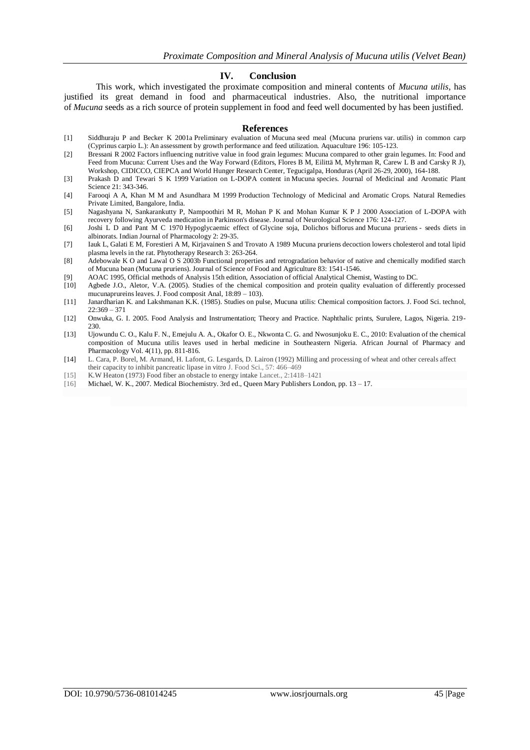## IV. Conclusion

This work, which investigated the proximate composition and mineral contents of *Mucuna utilis*, has justified its great demand in food and pharmaceutical industries. Also, the nutritional importance of *Mucuna* seeds as a rich source of protein supplement in food and feed well documented by has been justified.

## References

[1] Siddhuraju P and Becker K 2001a Preliminary evaluation of Mucuna seed meal (Mucuna pruriens var. utilis) in common carp (Cyprinus carpio L.): An assessment by growth performance and feed utilization. Aquaculture 196: 105-123.

[2] Bressani R 2002 Factors influencing nutritive value in food grain legumes: Mucuna compared to other grain legumes. In: Food and Feed from Mucuna: Current Uses and the Way Forward (Editors, Flores B M, Eilittä M, Myhrman R, Carew L B and Carsky R J), Workshop, CIDICCO, CIEPCA and World Hunger Research Center, Tegucigalpa, Honduras (April 26-29, 2000), 164-188.

[3] Prakash D and Tewari S K 1999 Variation on L-DOPA content in Mucuna species. Journal of Medicinal and Aromatic Plant Science 21: 343-346.

[4] Farooqi A A, Khan M M and Asundhara M 1999 Production Technology of Medicinal and Aromatic Crops. Natural Remedies Private Limited, Bangalore, India.

[5] Nagashyana N, Sankarankutty P, Nampoothiri M R, Mohan P K and Mohan Kumar K P J 2000 Association of L-DOPA with recovery following Ayurveda medication in Parkinson's disease. Journal of Neurological Science 176: 124-127.

[6] Joshi L D and Pant M C 1970 Hypoglycaemic effect of Glycine soja, Dolichos biflorus and Mucuna pruriens - seeds diets in albinorats. Indian Journal of Pharmacology 2: 29-35.

[7] Iauk L, Galati E M, Forestieri A M, Kirjavainen S and Trovato A 1989 Mucuna pruriens decoction lowers cholesterol and total lipid plasma levels in the rat. Phytotherapy Research 3: 263-264.

[8] Adebowale K O and Lawal O S 2003b Functional properties and retrogradation behavior of native and chemically modified starch of Mucuna bean (Mucuna pruriens). Journal of Science of Food and Agriculture 83: 1541-1546.

[9] AOAC 1995, Official methods of Analysis 15th edition, Association of official Analytical Chemist, Wasting to DC.

[10] Agbede J.O., Aletor, V.A. (2005). Studies of the chemical composition and protein quality evaluation of differently processed mucunaprureins leaves. J. Food composit Anal, 18:89 – 103).

[11] Janardharian K. and Lakshmanan K.K. (1985). Studies on pulse, Mucuna utilis: Chemical composition factors. J. Food Sci. technol, 22:369 – 371

[12] Onwuka, G. I. 2005. Food Analysis and Instrumentation; Theory and Practice. Naphthalic prints, Surulere, Lagos, Nigeria. 219-230.

[13] Ujowundu C. O., Kalu F. N., Emejulu A. A., Okafor O. E., Nkwonta C. G. and Nwosunjoku E. C., 2010: Evaluation of the chemical composition of Mucuna utilis leaves used in herbal medicine in Southeastern Nigeria. African Journal of Pharmacy and Pharmacology Vol. 4(11), pp. 811-816.

[14] L. Cara, P. Borel, M. Armand, H. Lafont, G. Lesgards, D. Lairon (1992) Milling and processing of wheat and other cereals affect their capacity to inhibit pancreatic lipase in vitro J. Food Sci., 57: 466–469

[15] K.W Heaton (1973) Food fiber an obstacle to energy intake Lancet., 2:1418–1421

[16] Michael, W. K., 2007. Medical Biochemistry. 3rd ed., Queen Mary Publishers London, pp. 13 – 17.